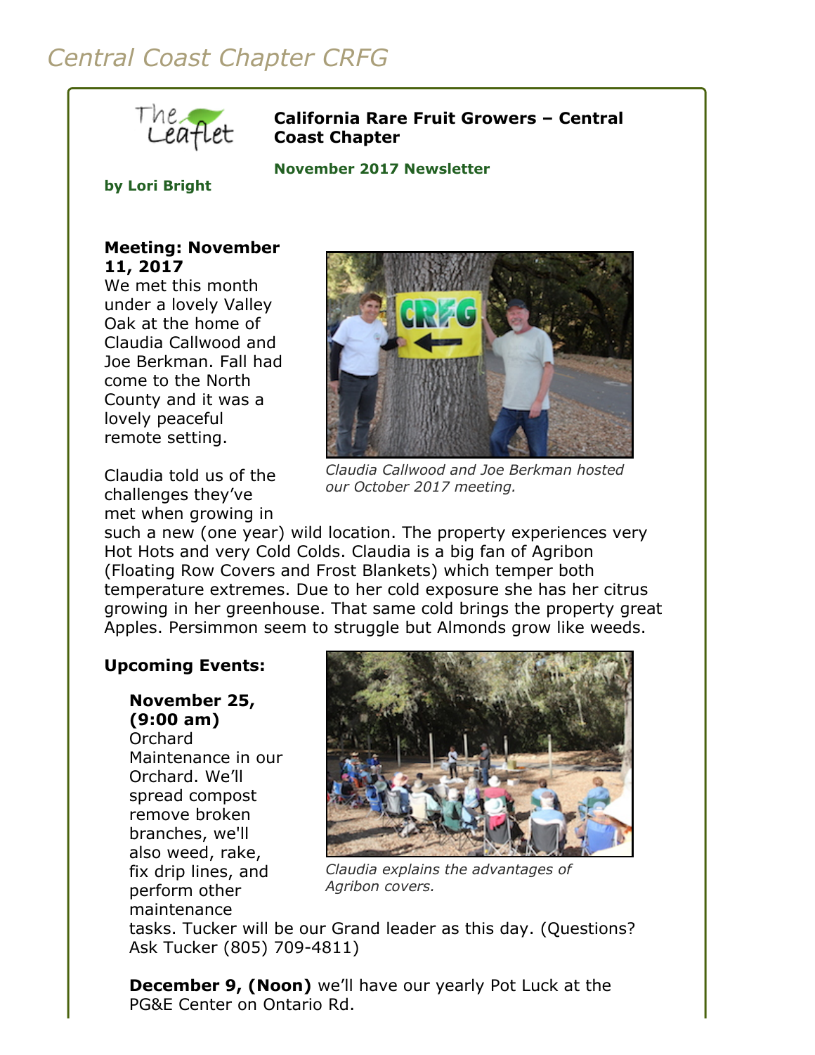# Central Coast Chapter CRFG

**California Rare Fruit Growers – Central Coast Chapter**

**November 2017 Newsletter**

**by Lori Bright**

**Meeting: November 11, 2017**
We met this month under a lovely Valley Oak at the home of Claudia Callwood and Joe Berkman. Fall had come to the North County and it was a lovely peaceful remote setting.

*Claudia Callwood and Joe Berkman hosted our October 2017 meeting.*

Claudia told us of the challenges they've met when growing in such a new (one year) wild location. The property experiences very Hot Hots and very Cold Colds. Claudia is a big fan of Agribon (Floating Row Covers and Frost Blankets) which temper both temperature extremes. Due to her cold exposure she has her citrus growing in her greenhouse. That same cold brings the property great Apples. Persimmon seem to struggle but Almonds grow like weeds.

**Upcoming Events:**

*Claudia explains the advantages of Agribon covers.*

**November 25, (9:00 am)** Orchard Maintenance in our Orchard. We'll spread compost remove broken branches, we'll also weed, rake, fix drip lines, and perform other maintenance tasks. Tucker will be our Grand leader as this day. (Questions? Ask Tucker (805) 709-4811)

**December 9, (Noon)** we'll have our yearly Pot Luck at the PG&E Center on Ontario Rd.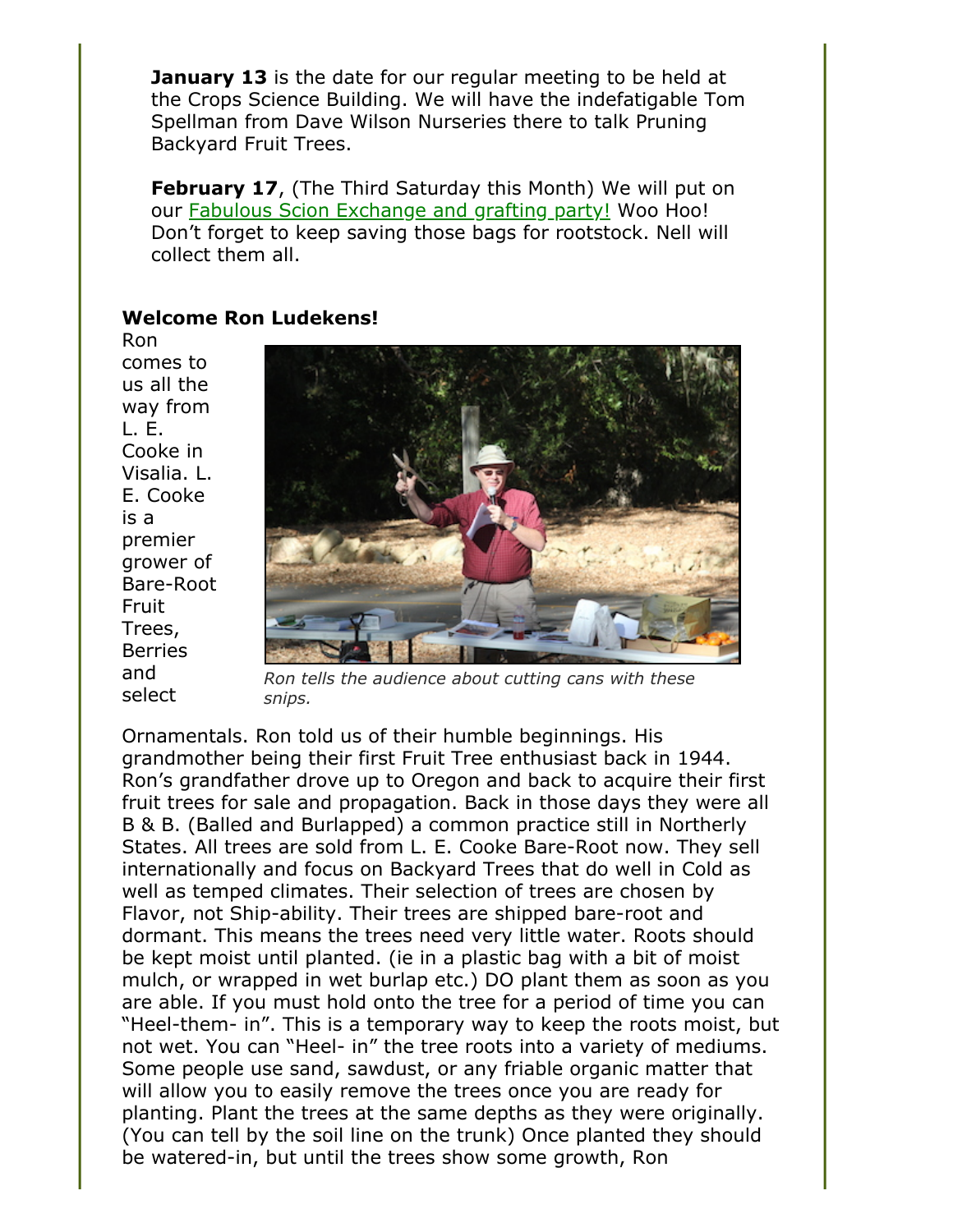**January 13** is the date for our regular meeting to be held at the Crops Science Building. We will have the indefatigable Tom Spellman from Dave Wilson Nurseries there to talk Pruning Backyard Fruit Trees.

**February 17**, (The Third Saturday this Month) We will put on our Fabulous Scion Exchange and grafting party! Woo Hoo! Don't forget to keep saving those bags for rootstock. Nell will collect them all.

**Welcome Ron Ludekens!**

Ron comes to us all the way from L. E. Cooke in Visalia. L. E. Cooke is a premier grower of Bare-Root Fruit Trees, Berries and select Ornamentals. Ron told us of their humble beginnings. His grandmother being their first Fruit Tree enthusiast back in 1944. Ron's grandfather drove up to Oregon and back to acquire their first fruit trees for sale and propagation. Back in those days they were all B & B. (Balled and Burlapped) a common practice still in Northerly States. All trees are sold from L. E. Cooke Bare-Root now. They sell internationally and focus on Backyard Trees that do well in Cold as well as temped climates. Their selection of trees are chosen by Flavor, not Ship-ability. Their trees are shipped bare-root and dormant. This means the trees need very little water. Roots should be kept moist until planted. (ie in a plastic bag with a bit of moist mulch, or wrapped in wet burlap etc.) DO plant them as soon as you are able. If you must hold onto the tree for a period of time you can "Heel-them- in". This is a temporary way to keep the roots moist, but not wet. You can "Heel- in" the tree roots into a variety of mediums. Some people use sand, sawdust, or any friable organic matter that will allow you to easily remove the trees once you are ready for planting. Plant the trees at the same depths as they were originally. (You can tell by the soil line on the trunk) Once planted they should be watered-in, but until the trees show some growth, Ron

*Ron tells the audience about cutting cans with these snips.*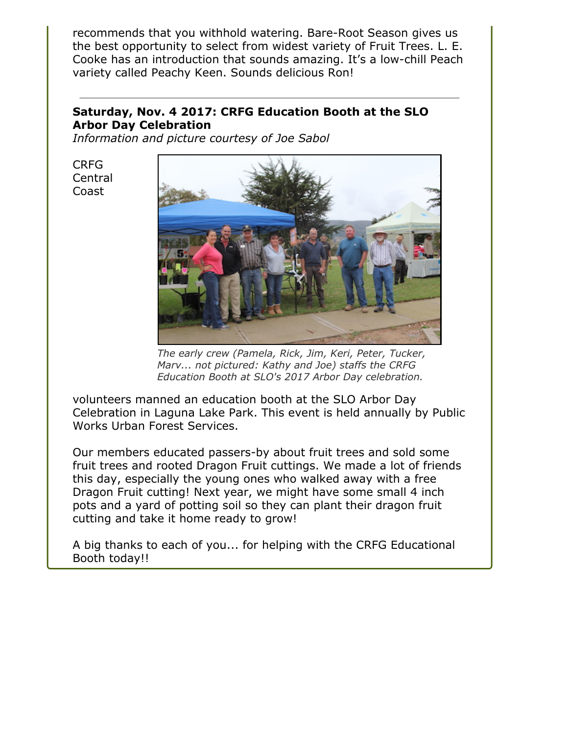recommends that you withhold watering. Bare-Root Season gives us the best opportunity to select from widest variety of Fruit Trees. L. E. Cooke has an introduction that sounds amazing. It's a low-chill Peach variety called Peachy Keen. Sounds delicious Ron!

---

**Saturday, Nov. 4 2017: CRFG Education Booth at the SLO Arbor Day Celebration**
*Information and picture courtesy of Joe Sabol*

*The early crew (Pamela, Rick, Jim, Keri, Peter, Tucker, Marv... not pictured: Kathy and Joe) staffs the CRFG Education Booth at SLO's 2017 Arbor Day celebration.*

CRFG Central Coast volunteers manned an education booth at the SLO Arbor Day Celebration in Laguna Lake Park. This event is held annually by Public Works Urban Forest Services.

Our members educated passers-by about fruit trees and sold some fruit trees and rooted Dragon Fruit cuttings. We made a lot of friends this day, especially the young ones who walked away with a free Dragon Fruit cutting! Next year, we might have some small 4 inch pots and a yard of potting soil so they can plant their dragon fruit cutting and take it home ready to grow!

A big thanks to each of you... for helping with the CRFG Educational Booth today!!